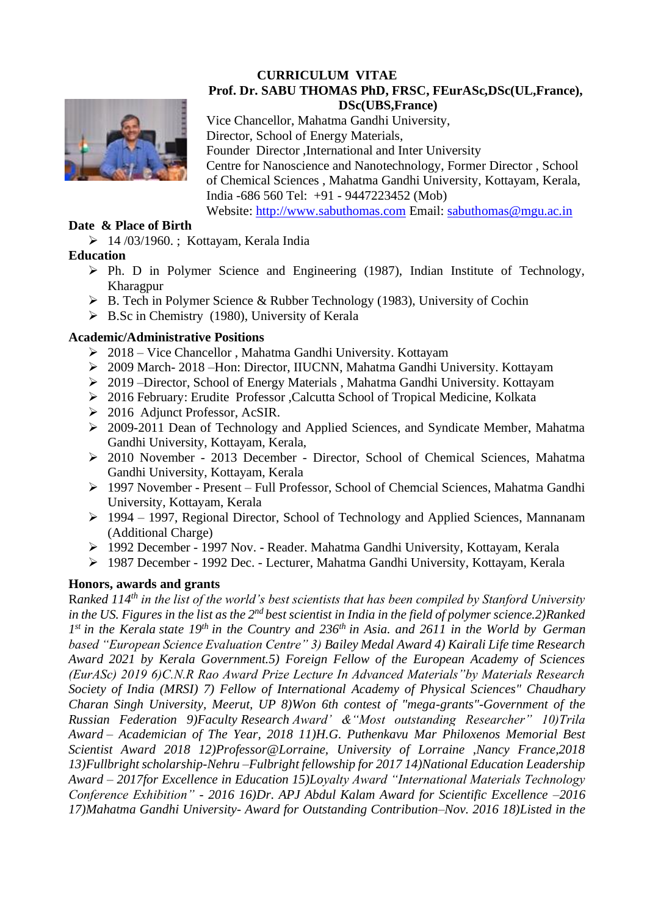# CURRICULUM VITAE

**Prof. Dr. SABU THOMAS PhD, FRSC, FEurASc,DSc(UL,France), DSc(UBS,France)**

Vice Chancellor, Mahatma Gandhi University,
Director, School of Energy Materials,
Founder Director ,International and Inter University Centre for Nanoscience and Nanotechnology, Former Director , School of Chemical Sciences , Mahatma Gandhi University, Kottayam, Kerala, India -686 560 Tel: +91 - 9447223452 (Mob)
Website: http://www.sabuthomas.com Email: sabuthomas@mgu.ac.in

## Date & Place of Birth

- 14 /03/1960. ; Kottayam, Kerala India

## Education

- Ph. D in Polymer Science and Engineering (1987), Indian Institute of Technology, Kharagpur
- B. Tech in Polymer Science & Rubber Technology (1983), University of Cochin
- B.Sc in Chemistry (1980), University of Kerala

## Academic/Administrative Positions

- 2018 – Vice Chancellor , Mahatma Gandhi University. Kottayam
- 2009 March- 2018 –Hon: Director, IIUCNN, Mahatma Gandhi University. Kottayam
- 2019 –Director, School of Energy Materials , Mahatma Gandhi University. Kottayam
- 2016 February: Erudite Professor ,Calcutta School of Tropical Medicine, Kolkata
- 2016 Adjunct Professor, AcSIR.
- 2009-2011 Dean of Technology and Applied Sciences, and Syndicate Member, Mahatma Gandhi University, Kottayam, Kerala,
- 2010 November - 2013 December - Director, School of Chemical Sciences, Mahatma Gandhi University, Kottayam, Kerala
- 1997 November - Present – Full Professor, School of Chemcial Sciences, Mahatma Gandhi University, Kottayam, Kerala
- 1994 – 1997, Regional Director, School of Technology and Applied Sciences, Mannanam (Additional Charge)
- 1992 December - 1997 Nov. - Reader. Mahatma Gandhi University, Kottayam, Kerala
- 1987 December - 1992 Dec. - Lecturer, Mahatma Gandhi University, Kottayam, Kerala

## Honors, awards and grants

R*anked 114th in the list of the world's best scientists that has been compiled by Stanford University in the US. Figures in the list as the 2nd best scientist in India in the field of polymer science.2)Ranked 1st in the Kerala state 19th in the Country and 236th in Asia. and 2611 in the World by German based "European Science Evaluation Centre" 3) Bailey Medal Award 4) Kairali Life time Research Award 2021 by Kerala Government.5) Foreign Fellow of the European Academy of Sciences (EurASc) 2019 6)C.N.R Rao Award Prize Lecture In Advanced Materials"by Materials Research Society of India (MRSI) 7) Fellow of International Academy of Physical Sciences" Chaudhary Charan Singh University, Meerut, UP 8)Won 6th contest of "mega-grants"-Government of the Russian Federation 9)Faculty Research Award' &"Most outstanding Researcher" 10)Trila Award – Academician of The Year, 2018 11)H.G. Puthenkavu Mar Philoxenos Memorial Best Scientist Award 2018 12)Professor@Lorraine, University of Lorraine ,Nancy France,2018 13)Fullbright scholarship-Nehru –Fulbright fellowship for 2017 14)National Education Leadership Award – 2017for Excellence in Education 15)Loyalty Award "International Materials Technology Conference Exhibition" - 2016 16)Dr. APJ Abdul Kalam Award for Scientific Excellence –2016 17)Mahatma Gandhi University- Award for Outstanding Contribution–Nov. 2016 18)Listed in the*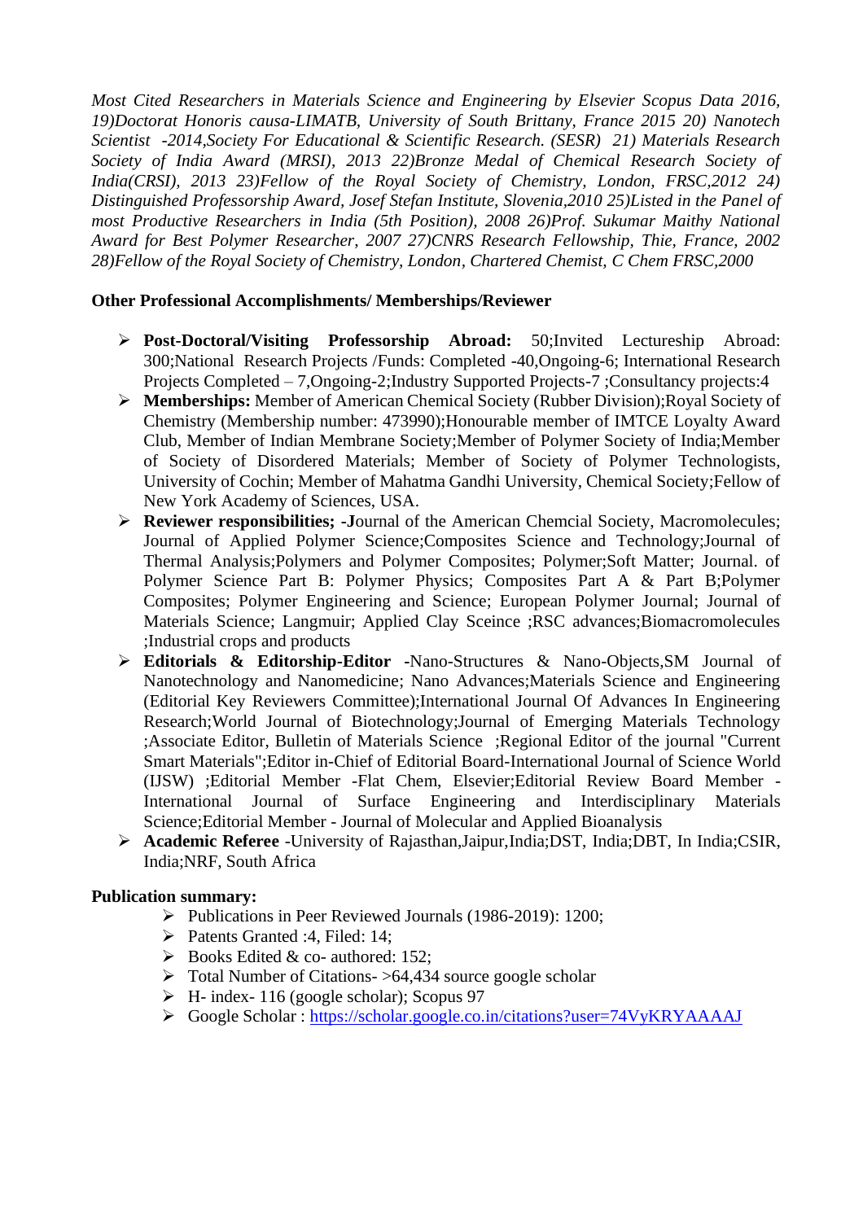*Most Cited Researchers in Materials Science and Engineering by Elsevier Scopus Data 2016, 19)Doctorat Honoris causa-LIMATB, University of South Brittany, France 2015 20) Nanotech Scientist -2014,Society For Educational & Scientific Research. (SESR) 21) Materials Research Society of India Award (MRSI), 2013 22)Bronze Medal of Chemical Research Society of India(CRSI), 2013 23)Fellow of the Royal Society of Chemistry, London, FRSC,2012 24) Distinguished Professorship Award, Josef Stefan Institute, Slovenia,2010 25)Listed in the Panel of most Productive Researchers in India (5th Position), 2008 26)Prof. Sukumar Maithy National Award for Best Polymer Researcher, 2007 27)CNRS Research Fellowship, Thie, France, 2002 28)Fellow of the Royal Society of Chemistry, London, Chartered Chemist, C Chem FRSC,2000*

**Other Professional Accomplishments/ Memberships/Reviewer**

- **Post-Doctoral/Visiting Professorship Abroad:** 50;Invited Lectureship Abroad: 300;National Research Projects /Funds: Completed -40,Ongoing-6; International Research Projects Completed – 7,Ongoing-2;Industry Supported Projects-7 ;Consultancy projects:4
- **Memberships:** Member of American Chemical Society (Rubber Division);Royal Society of Chemistry (Membership number: 473990);Honourable member of IMTCE Loyalty Award Club, Member of Indian Membrane Society;Member of Polymer Society of India;Member of Society of Disordered Materials; Member of Society of Polymer Technologists, University of Cochin; Member of Mahatma Gandhi University, Chemical Society;Fellow of New York Academy of Sciences, USA.
- **Reviewer responsibilities; -J**ournal of the American Chemcial Society, Macromolecules; Journal of Applied Polymer Science;Composites Science and Technology;Journal of Thermal Analysis;Polymers and Polymer Composites; Polymer;Soft Matter; Journal. of Polymer Science Part B: Polymer Physics; Composites Part A & Part B;Polymer Composites; Polymer Engineering and Science; European Polymer Journal; Journal of Materials Science; Langmuir; Applied Clay Sceince ;RSC advances;Biomacromolecules ;Industrial crops and products
- **Editorials & Editorship-Editor -**Nano-Structures & Nano-Objects,SM Journal of Nanotechnology and Nanomedicine; Nano Advances;Materials Science and Engineering (Editorial Key Reviewers Committee);International Journal Of Advances In Engineering Research;World Journal of Biotechnology;Journal of Emerging Materials Technology ;Associate Editor, Bulletin of Materials Science ;Regional Editor of the journal "Current Smart Materials";Editor in-Chief of Editorial Board-International Journal of Science World (IJSW) ;Editorial Member -Flat Chem, Elsevier;Editorial Review Board Member - International Journal of Surface Engineering and Interdisciplinary Materials Science;Editorial Member - Journal of Molecular and Applied Bioanalysis
- **Academic Referee** -University of Rajasthan,Jaipur,India;DST, India;DBT, In India;CSIR, India;NRF, South Africa

**Publication summary:**

- Publications in Peer Reviewed Journals (1986-2019): 1200;
- Patents Granted :4, Filed: 14;
- Books Edited & co- authored: 152;
- Total Number of Citations- >64,434 source google scholar
- H- index- 116 (google scholar); Scopus 97
- Google Scholar : [https://scholar.google.co.in/citations?user=74VyKRYAAAAJ](https://scholar.google.co.in/citations?user=74VyKRYAAAAJ)